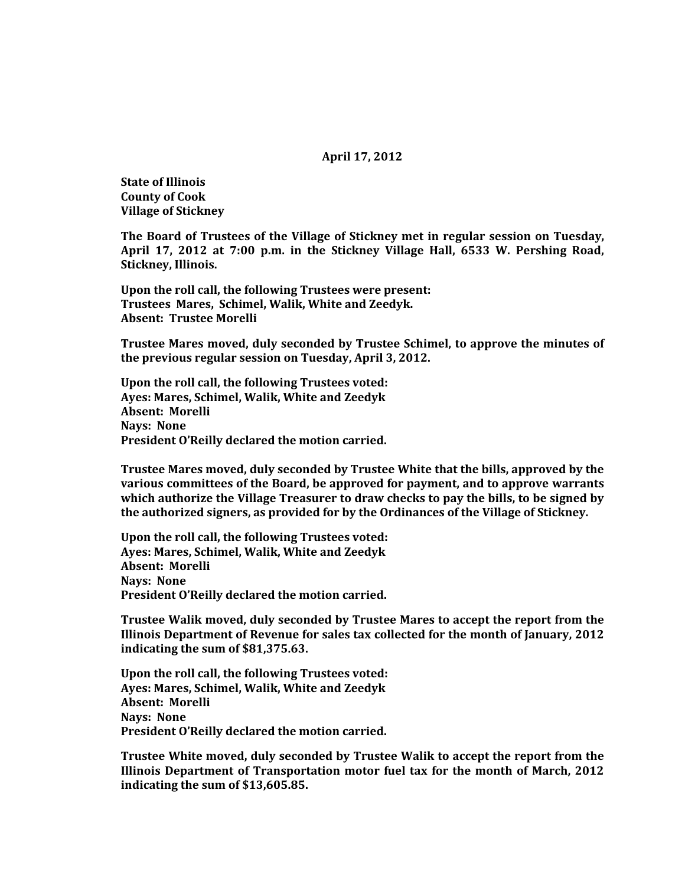**April 17, 2012**

**State of Illinois**
**County of Cook**
**Village of Stickney**

**The Board of Trustees of the Village of Stickney met in regular session on Tuesday, April 17, 2012 at 7:00 p.m. in the Stickney Village Hall, 6533 W. Pershing Road, Stickney, Illinois.**

**Upon the roll call, the following Trustees were present:**
**Trustees Mares, Schimel, Walik, White and Zeedyk.**
**Absent: Trustee Morelli**

**Trustee Mares moved, duly seconded by Trustee Schimel, to approve the minutes of the previous regular session on Tuesday, April 3, 2012.**

**Upon the roll call, the following Trustees voted:**
**Ayes: Mares, Schimel, Walik, White and Zeedyk**
**Absent: Morelli**
**Nays: None**
**President O'Reilly declared the motion carried.**

**Trustee Mares moved, duly seconded by Trustee White that the bills, approved by the various committees of the Board, be approved for payment, and to approve warrants which authorize the Village Treasurer to draw checks to pay the bills, to be signed by the authorized signers, as provided for by the Ordinances of the Village of Stickney.**

**Upon the roll call, the following Trustees voted:**
**Ayes: Mares, Schimel, Walik, White and Zeedyk**
**Absent: Morelli**
**Nays: None**
**President O'Reilly declared the motion carried.**

**Trustee Walik moved, duly seconded by Trustee Mares to accept the report from the Illinois Department of Revenue for sales tax collected for the month of January, 2012 indicating the sum of $81,375.63.**

**Upon the roll call, the following Trustees voted:**
**Ayes: Mares, Schimel, Walik, White and Zeedyk**
**Absent: Morelli**
**Nays: None**
**President O'Reilly declared the motion carried.**

**Trustee White moved, duly seconded by Trustee Walik to accept the report from the Illinois Department of Transportation motor fuel tax for the month of March, 2012 indicating the sum of $13,605.85.**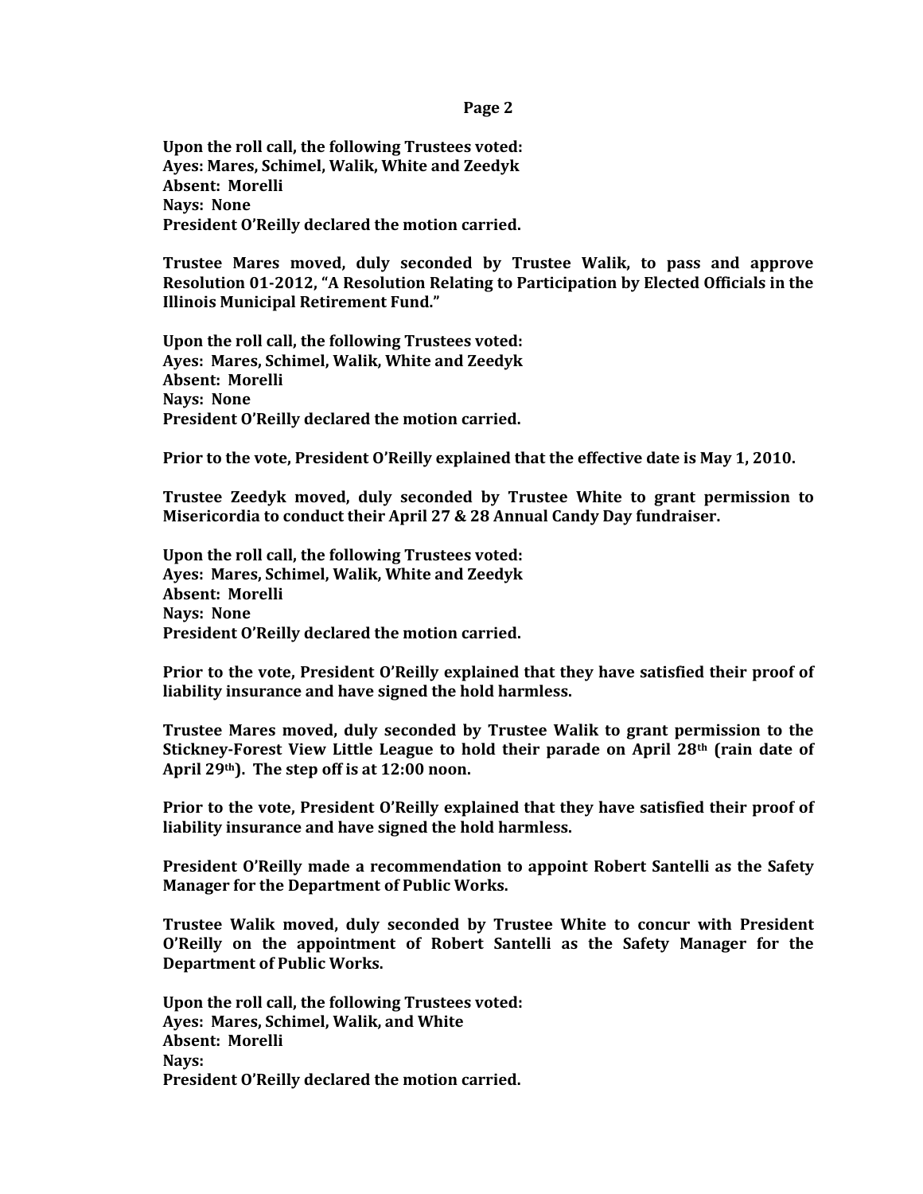**Upon the roll call, the following Trustees voted:**
**Ayes: Mares, Schimel, Walik, White and Zeedyk**
**Absent: Morelli**
**Nays: None**
**President O'Reilly declared the motion carried.**

**Trustee Mares moved, duly seconded by Trustee Walik, to pass and approve Resolution 01-2012, "A Resolution Relating to Participation by Elected Officials in the Illinois Municipal Retirement Fund."**

**Upon the roll call, the following Trustees voted:**
**Ayes: Mares, Schimel, Walik, White and Zeedyk**
**Absent: Morelli**
**Nays: None**
**President O'Reilly declared the motion carried.**

**Prior to the vote, President O'Reilly explained that the effective date is May 1, 2010.**

**Trustee Zeedyk moved, duly seconded by Trustee White to grant permission to Misericordia to conduct their April 27 & 28 Annual Candy Day fundraiser.**

**Upon the roll call, the following Trustees voted:**
**Ayes: Mares, Schimel, Walik, White and Zeedyk**
**Absent: Morelli**
**Nays: None**
**President O'Reilly declared the motion carried.**

**Prior to the vote, President O'Reilly explained that they have satisfied their proof of liability insurance and have signed the hold harmless.**

**Trustee Mares moved, duly seconded by Trustee Walik to grant permission to the Stickney-Forest View Little League to hold their parade on April 28th (rain date of April 29th). The step off is at 12:00 noon.**

**Prior to the vote, President O'Reilly explained that they have satisfied their proof of liability insurance and have signed the hold harmless.**

**President O'Reilly made a recommendation to appoint Robert Santelli as the Safety Manager for the Department of Public Works.**

**Trustee Walik moved, duly seconded by Trustee White to concur with President O'Reilly on the appointment of Robert Santelli as the Safety Manager for the Department of Public Works.**

**Upon the roll call, the following Trustees voted:**
**Ayes: Mares, Schimel, Walik, and White**
**Absent: Morelli**
**Nays:**
**President O'Reilly declared the motion carried.**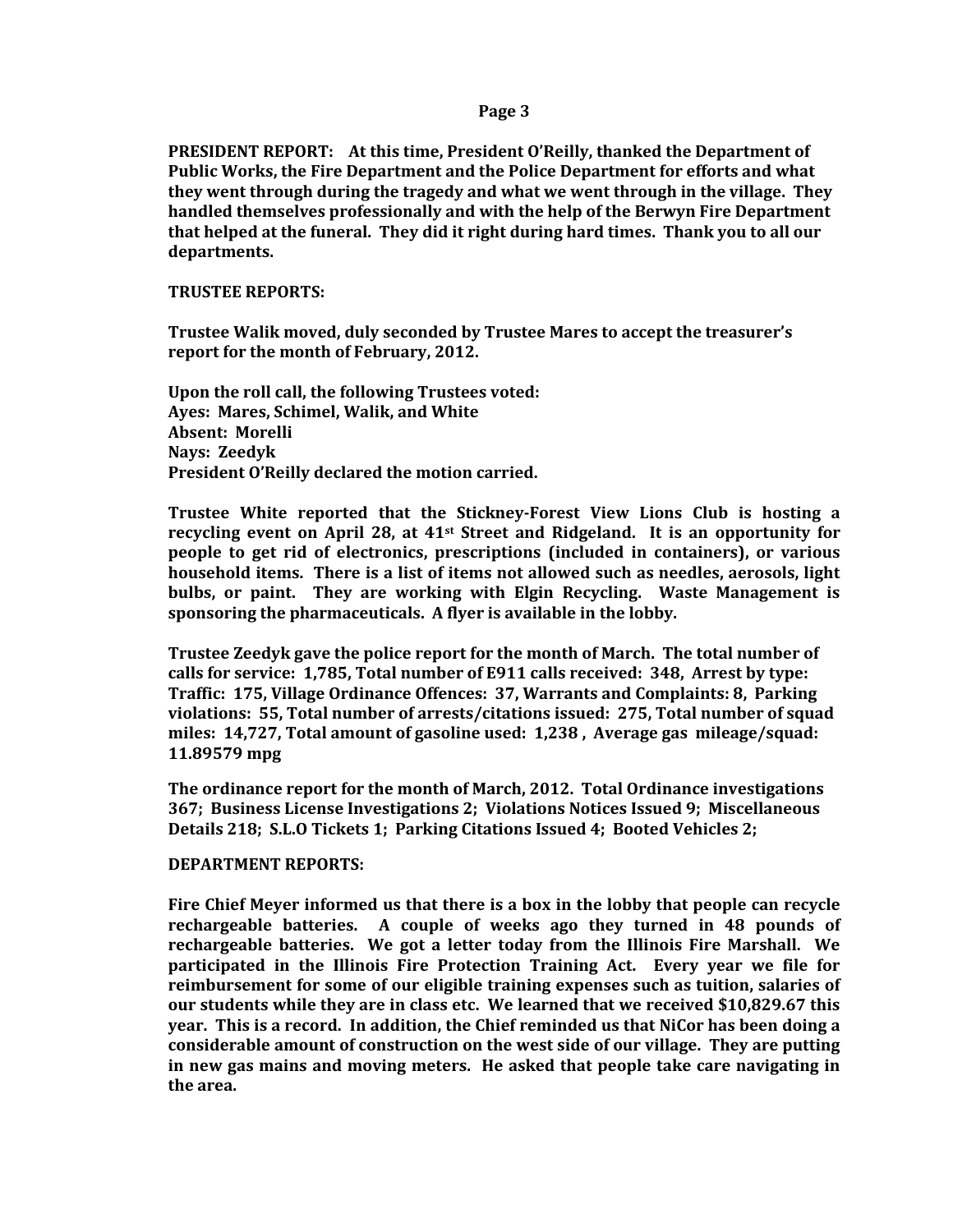**PRESIDENT REPORT:** **At this time, President O'Reilly, thanked the Department of Public Works, the Fire Department and the Police Department for efforts and what they went through during the tragedy and what we went through in the village. They handled themselves professionally and with the help of the Berwyn Fire Department that helped at the funeral. They did it right during hard times. Thank you to all our departments.**

**TRUSTEE REPORTS:**

**Trustee Walik moved, duly seconded by Trustee Mares to accept the treasurer's report for the month of February, 2012.**

**Upon the roll call, the following Trustees voted:**
**Ayes: Mares, Schimel, Walik, and White**
**Absent: Morelli**
**Nays: Zeedyk**
**President O'Reilly declared the motion carried.**

**Trustee White reported that the Stickney-Forest View Lions Club is hosting a recycling event on April 28, at 41st Street and Ridgeland. It is an opportunity for people to get rid of electronics, prescriptions (included in containers), or various household items. There is a list of items not allowed such as needles, aerosols, light bulbs, or paint. They are working with Elgin Recycling. Waste Management is sponsoring the pharmaceuticals. A flyer is available in the lobby.**

**Trustee Zeedyk gave the police report for the month of March. The total number of calls for service: 1,785, Total number of E911 calls received: 348, Arrest by type: Traffic: 175, Village Ordinance Offences: 37, Warrants and Complaints: 8, Parking violations: 55, Total number of arrests/citations issued: 275, Total number of squad miles: 14,727, Total amount of gasoline used: 1,238 , Average gas mileage/squad: 11.89579 mpg**

**The ordinance report for the month of March, 2012. Total Ordinance investigations 367; Business License Investigations 2; Violations Notices Issued 9; Miscellaneous Details 218; S.L.O Tickets 1; Parking Citations Issued 4; Booted Vehicles 2;**

**DEPARTMENT REPORTS:**

**Fire Chief Meyer informed us that there is a box in the lobby that people can recycle rechargeable batteries. A couple of weeks ago they turned in 48 pounds of rechargeable batteries. We got a letter today from the Illinois Fire Marshall. We participated in the Illinois Fire Protection Training Act. Every year we file for reimbursement for some of our eligible training expenses such as tuition, salaries of our students while they are in class etc. We learned that we received $10,829.67 this year. This is a record. In addition, the Chief reminded us that NiCor has been doing a considerable amount of construction on the west side of our village. They are putting in new gas mains and moving meters. He asked that people take care navigating in the area.**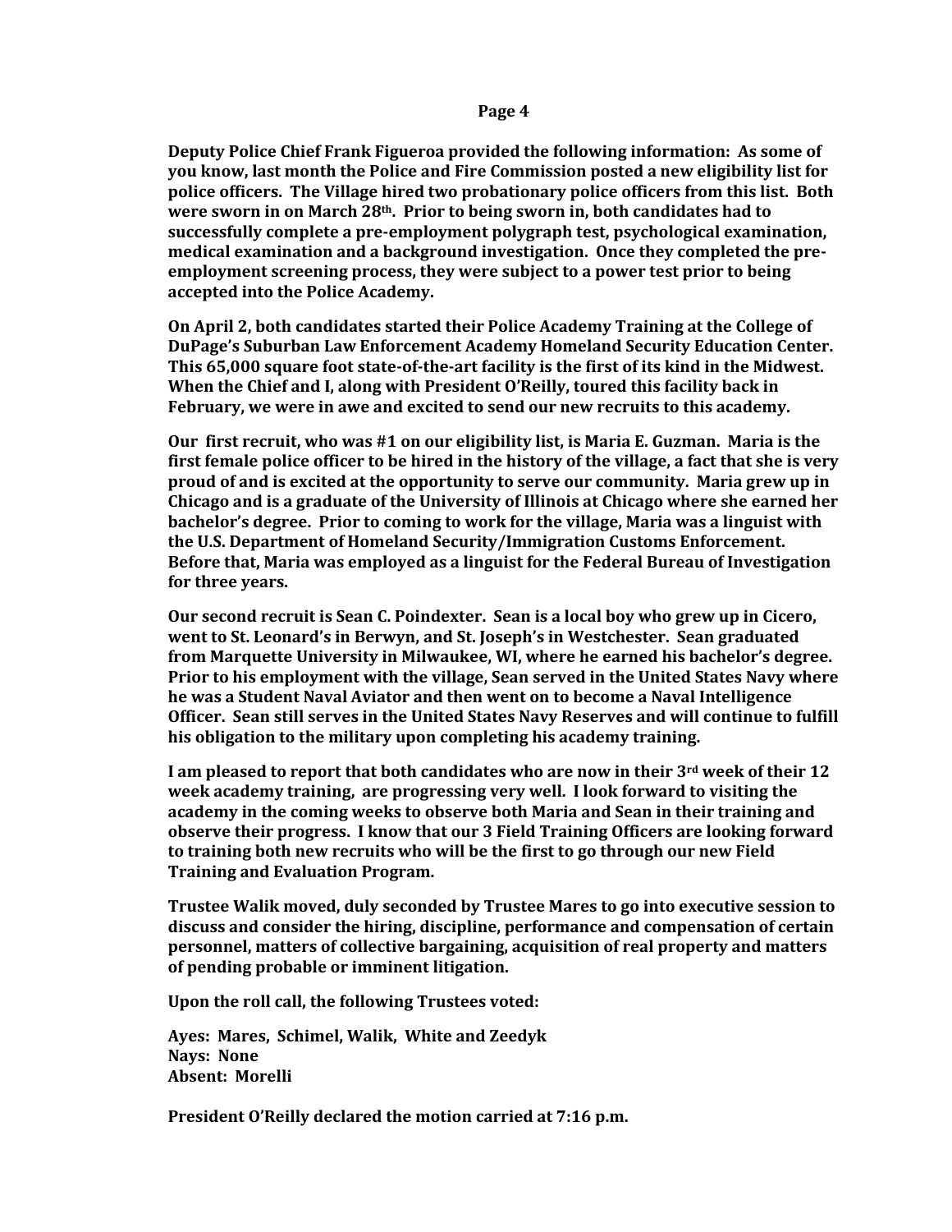**Deputy Police Chief Frank Figueroa provided the following information: As some of you know, last month the Police and Fire Commission posted a new eligibility list for police officers. The Village hired two probationary police officers from this list. Both were sworn in on March 28th. Prior to being sworn in, both candidates had to successfully complete a pre-employment polygraph test, psychological examination, medical examination and a background investigation. Once they completed the pre-employment screening process, they were subject to a power test prior to being accepted into the Police Academy.**

**On April 2, both candidates started their Police Academy Training at the College of DuPage's Suburban Law Enforcement Academy Homeland Security Education Center. This 65,000 square foot state-of-the-art facility is the first of its kind in the Midwest. When the Chief and I, along with President O'Reilly, toured this facility back in February, we were in awe and excited to send our new recruits to this academy.**

**Our first recruit, who was #1 on our eligibility list, is Maria E. Guzman. Maria is the first female police officer to be hired in the history of the village, a fact that she is very proud of and is excited at the opportunity to serve our community. Maria grew up in Chicago and is a graduate of the University of Illinois at Chicago where she earned her bachelor's degree. Prior to coming to work for the village, Maria was a linguist with the U.S. Department of Homeland Security/Immigration Customs Enforcement. Before that, Maria was employed as a linguist for the Federal Bureau of Investigation for three years.**

**Our second recruit is Sean C. Poindexter. Sean is a local boy who grew up in Cicero, went to St. Leonard's in Berwyn, and St. Joseph's in Westchester. Sean graduated from Marquette University in Milwaukee, WI, where he earned his bachelor's degree. Prior to his employment with the village, Sean served in the United States Navy where he was a Student Naval Aviator and then went on to become a Naval Intelligence Officer. Sean still serves in the United States Navy Reserves and will continue to fulfill his obligation to the military upon completing his academy training.**

**I am pleased to report that both candidates who are now in their 3rd week of their 12 week academy training, are progressing very well. I look forward to visiting the academy in the coming weeks to observe both Maria and Sean in their training and observe their progress. I know that our 3 Field Training Officers are looking forward to training both new recruits who will be the first to go through our new Field Training and Evaluation Program.**

**Trustee Walik moved, duly seconded by Trustee Mares to go into executive session to discuss and consider the hiring, discipline, performance and compensation of certain personnel, matters of collective bargaining, acquisition of real property and matters of pending probable or imminent litigation.**

**Upon the roll call, the following Trustees voted:**

**Ayes: Mares, Schimel, Walik, White and Zeedyk**
**Nays: None**
**Absent: Morelli**

**President O'Reilly declared the motion carried at 7:16 p.m.**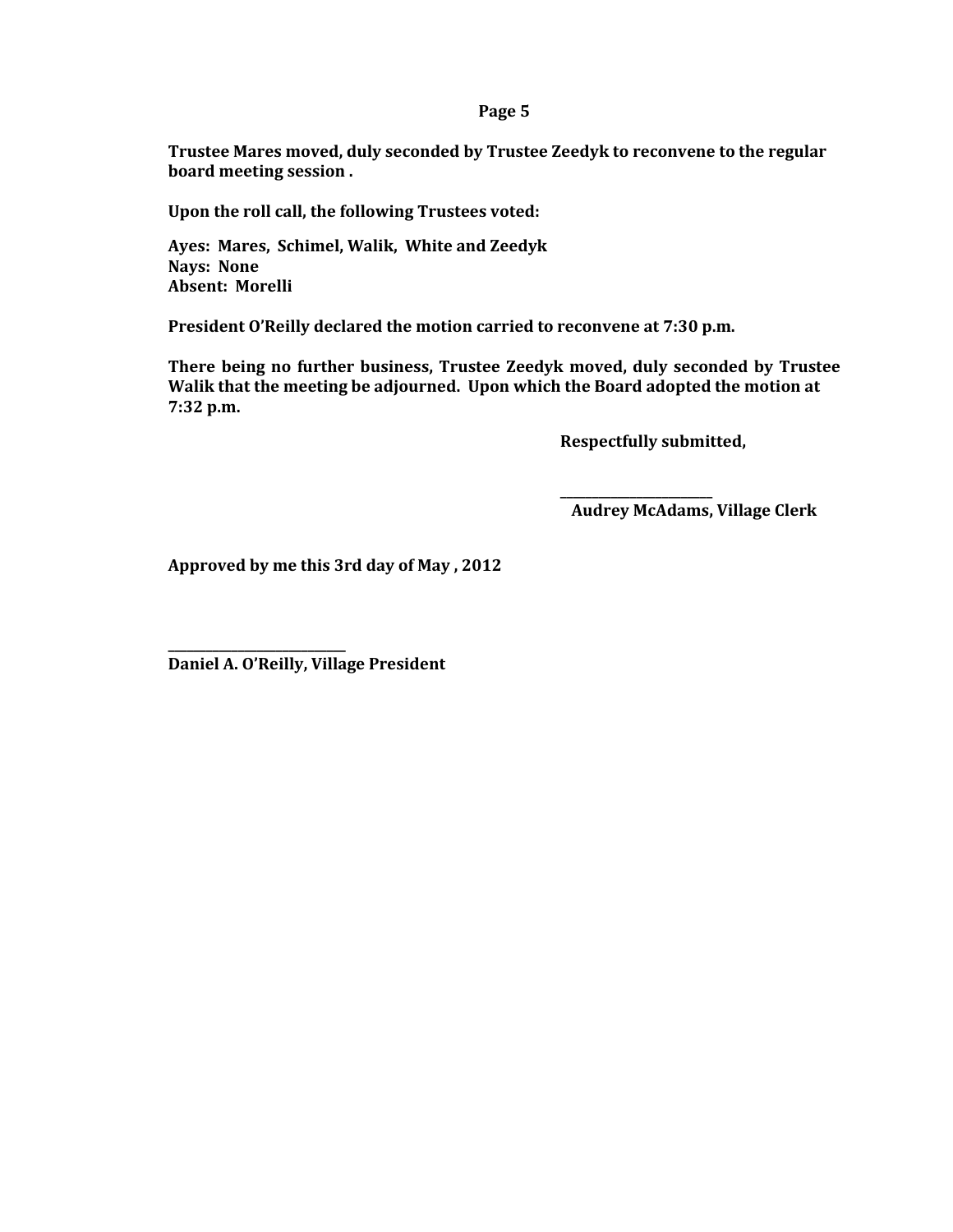**Trustee Mares moved, duly seconded by Trustee Zeedyk to reconvene to the regular board meeting session .**

**Upon the roll call, the following Trustees voted:**

**Ayes: Mares, Schimel, Walik, White and Zeedyk**
**Nays: None**
**Absent: Morelli**

**President O'Reilly declared the motion carried to reconvene at 7:30 p.m.**

**There being no further business, Trustee Zeedyk moved, duly seconded by Trustee Walik that the meeting be adjourned. Upon which the Board adopted the motion at 7:32 p.m.**

**Respectfully submitted,**

**_______________________**
**Audrey McAdams, Village Clerk**

**Approved by me this 3rd day of May , 2012**

**___________________________**
**Daniel A. O'Reilly, Village President**